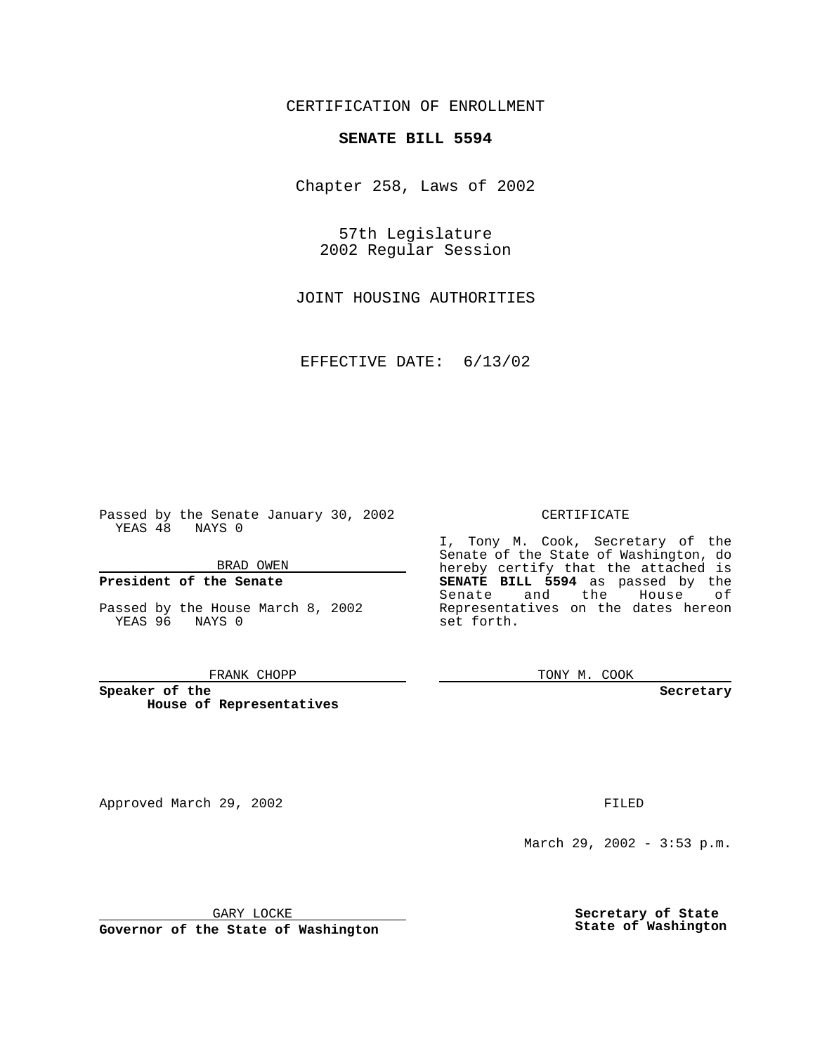CERTIFICATION OF ENROLLMENT

**SENATE BILL 5594**

Chapter 258, Laws of 2002

57th Legislature
2002 Regular Session

JOINT HOUSING AUTHORITIES

EFFECTIVE DATE: 6/13/02

Passed by the Senate January 30, 2002
YEAS 48 NAYS 0

BRAD OWEN

**President of the Senate**

Passed by the House March 8, 2002
YEAS 96 NAYS 0

FRANK CHOPP

**Speaker of the House of Representatives**

CERTIFICATE

I, Tony M. Cook, Secretary of the Senate of the State of Washington, do hereby certify that the attached is **SENATE BILL 5594** as passed by the Senate and the House of Representatives on the dates hereon set forth.

TONY M. COOK

**Secretary**

Approved March 29, 2002

GARY LOCKE

**Governor of the State of Washington**

FILED

March 29, 2002 - 3:53 p.m.

**Secretary of State**
**State of Washington**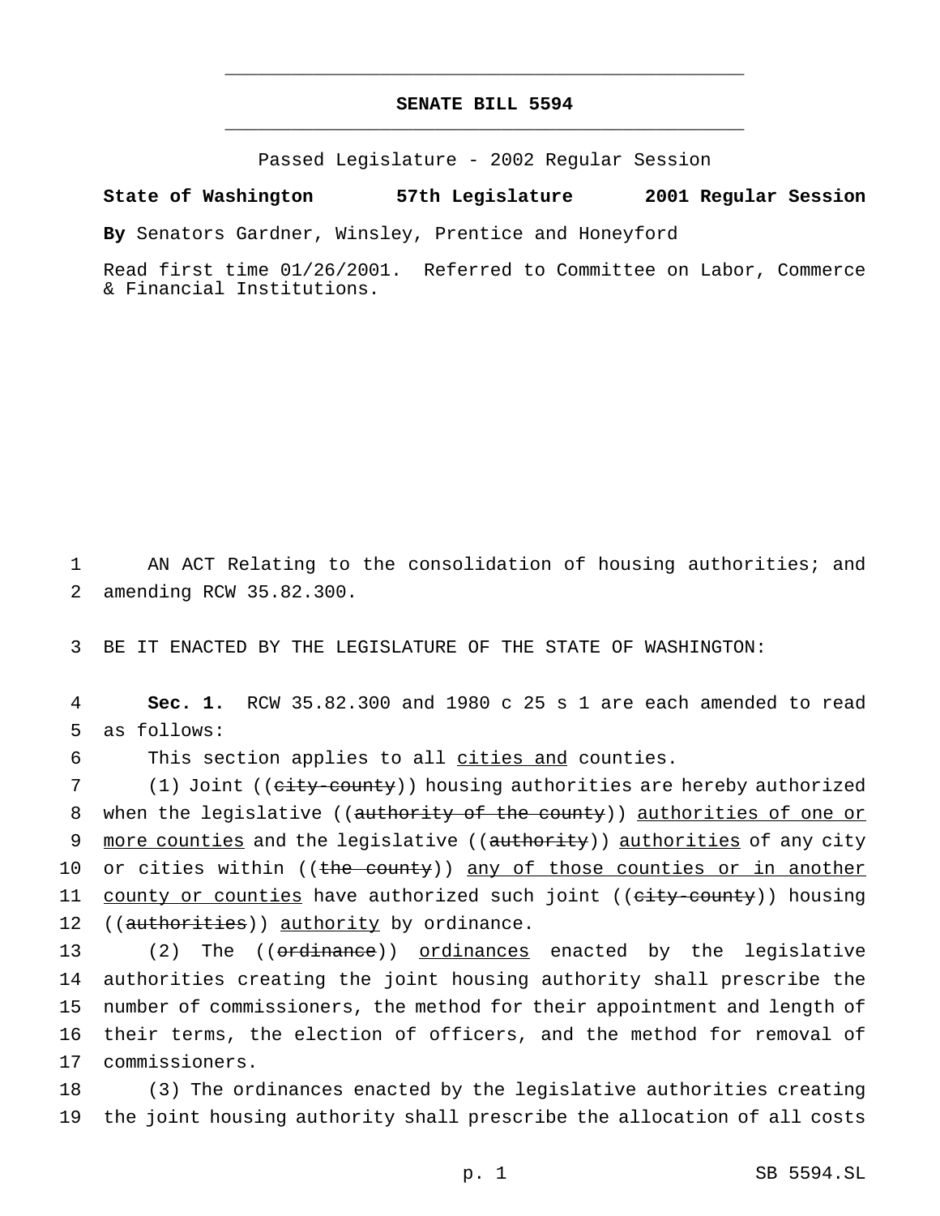# SENATE BILL 5594

Passed Legislature - 2002 Regular Session

**State of Washington 57th Legislature 2001 Regular Session**

**By** Senators Gardner, Winsley, Prentice and Honeyford

Read first time 01/26/2001. Referred to Committee on Labor, Commerce & Financial Institutions.

AN ACT Relating to the consolidation of housing authorities; and amending RCW 35.82.300.

BE IT ENACTED BY THE LEGISLATURE OF THE STATE OF WASHINGTON:

**Sec. 1.** RCW 35.82.300 and 1980 c 25 s 1 are each amended to read as follows:

This section applies to all <u>cities and</u> counties.

(1) Joint ((~~city-county~~)) housing authorities are hereby authorized when the legislative ((~~authority of the county~~)) <u>authorities of one or more counties</u> and the legislative ((~~authority~~)) <u>authorities</u> of any city or cities within ((~~the county~~)) <u>any of those counties or in another county or counties</u> have authorized such joint ((~~city-county~~)) housing ((~~authorities~~)) <u>authority</u> by ordinance.

(2) The ((~~ordinance~~)) <u>ordinances</u> enacted by the legislative authorities creating the joint housing authority shall prescribe the number of commissioners, the method for their appointment and length of their terms, the election of officers, and the method for removal of commissioners.

(3) The ordinances enacted by the legislative authorities creating the joint housing authority shall prescribe the allocation of all costs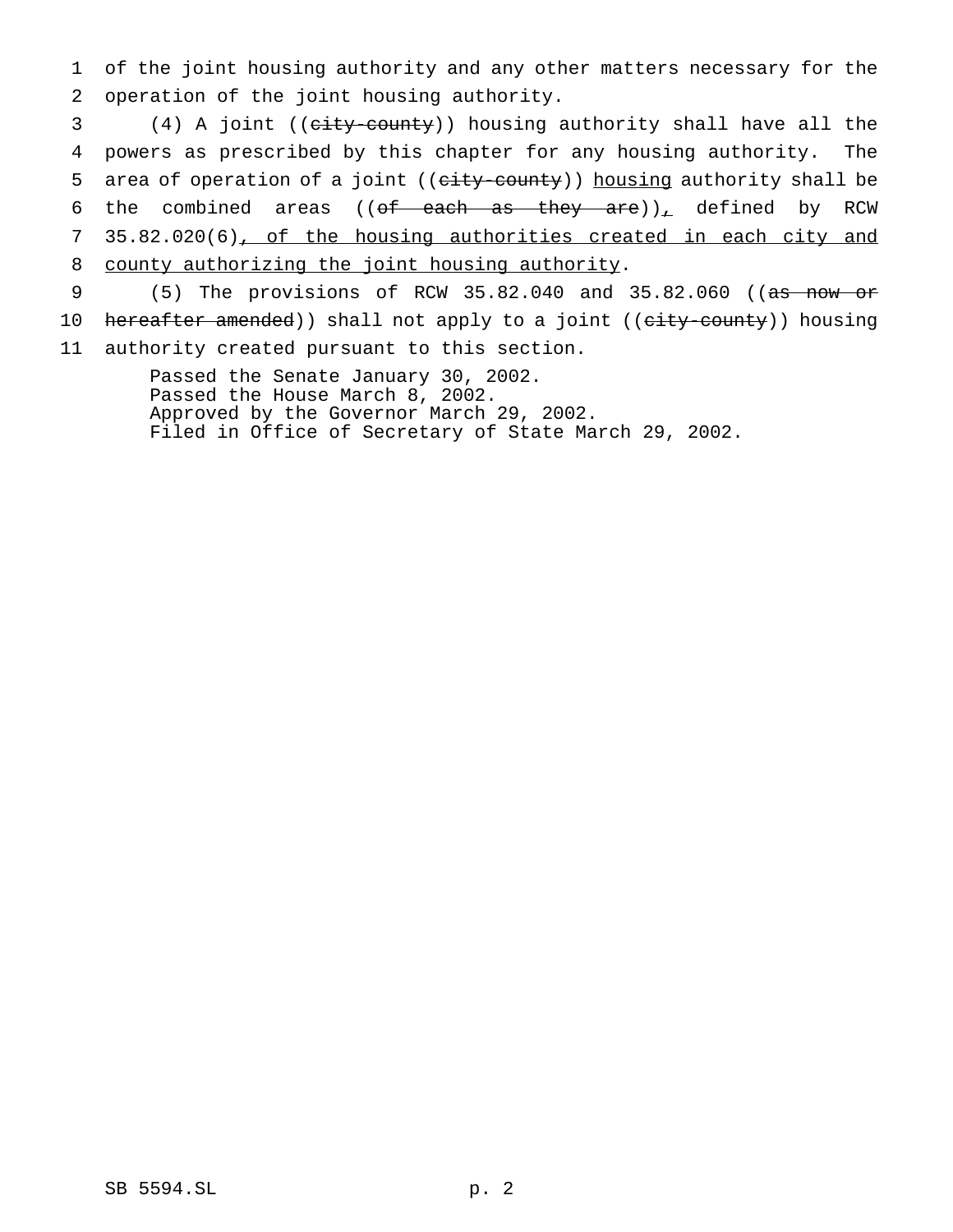of the joint housing authority and any other matters necessary for the operation of the joint housing authority.

(4) A joint ((~~city-county~~)) housing authority shall have all the powers as prescribed by this chapter for any housing authority. The area of operation of a joint ((~~city-county~~)) housing authority shall be the combined areas ((~~of each as they are~~)), defined by RCW 35.82.020(6), of the housing authorities created in each city and county authorizing the joint housing authority.

(5) The provisions of RCW 35.82.040 and 35.82.060 ((~~as now or hereafter amended~~)) shall not apply to a joint ((~~city-county~~)) housing authority created pursuant to this section.

Passed the Senate January 30, 2002.
Passed the House March 8, 2002.
Approved by the Governor March 29, 2002.
Filed in Office of Secretary of State March 29, 2002.